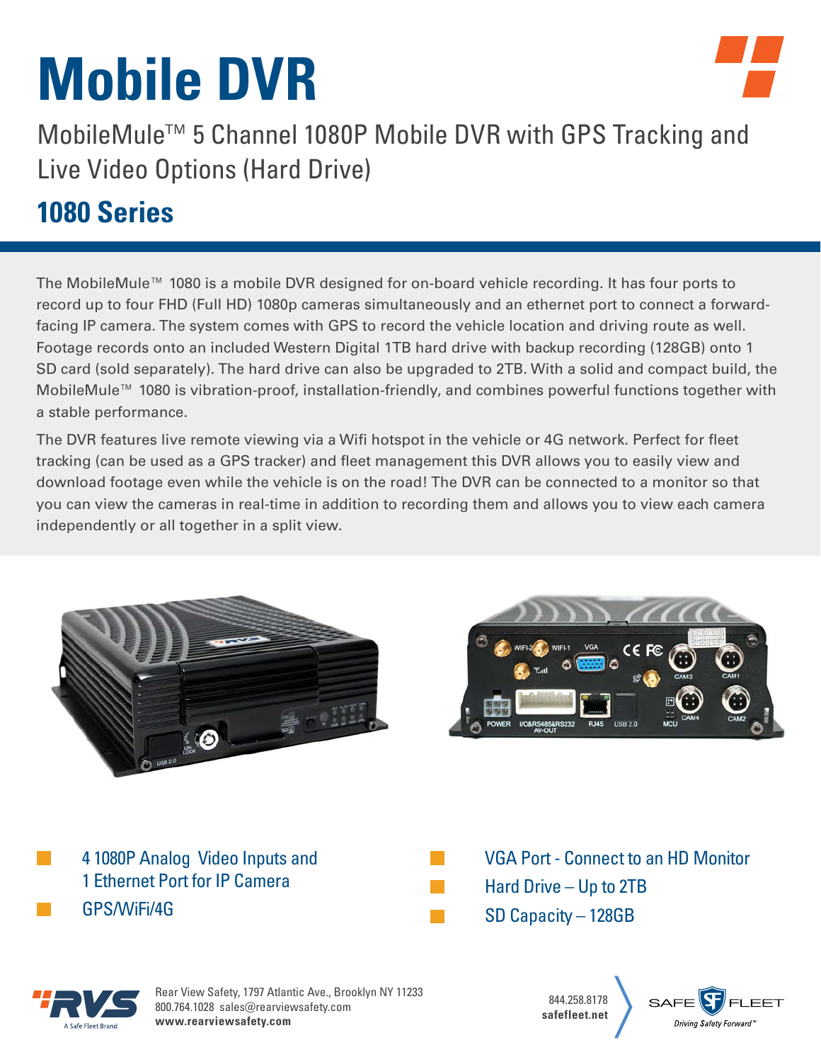# Mobile DVR

## MobileMule™ 5 Channel 1080P Mobile DVR with GPS Tracking and Live Video Options (Hard Drive)

## 1080 Series

The MobileMule™ 1080 is a mobile DVR designed for on-board vehicle recording. It has four ports to record up to four FHD (Full HD) 1080p cameras simultaneously and an ethernet port to connect a forward-facing IP camera. The system comes with GPS to record the vehicle location and driving route as well. Footage records onto an included Western Digital 1TB hard drive with backup recording (128GB) onto 1 SD card (sold separately). The hard drive can also be upgraded to 2TB. With a solid and compact build, the MobileMule™ 1080 is vibration-proof, installation-friendly, and combines powerful functions together with a stable performance.

The DVR features live remote viewing via a Wifi hotspot in the vehicle or 4G network. Perfect for fleet tracking (can be used as a GPS tracker) and fleet management this DVR allows you to easily view and download footage even while the vehicle is on the road! The DVR can be connected to a monitor so that you can view the cameras in real-time in addition to recording them and allows you to view each camera independently or all together in a split view.

- 4 1080P Analog Video Inputs and 1 Ethernet Port for IP Camera
- GPS/WiFi/4G
- VGA Port - Connect to an HD Monitor
- Hard Drive – Up to 2TB
- SD Capacity – 128GB

Rear View Safety, 1797 Atlantic Ave., Brooklyn NY 11233
800.764.1028 sales@rearviewsafety.com
**www.rearviewsafety.com**

844.258.8178
**safefleet.net**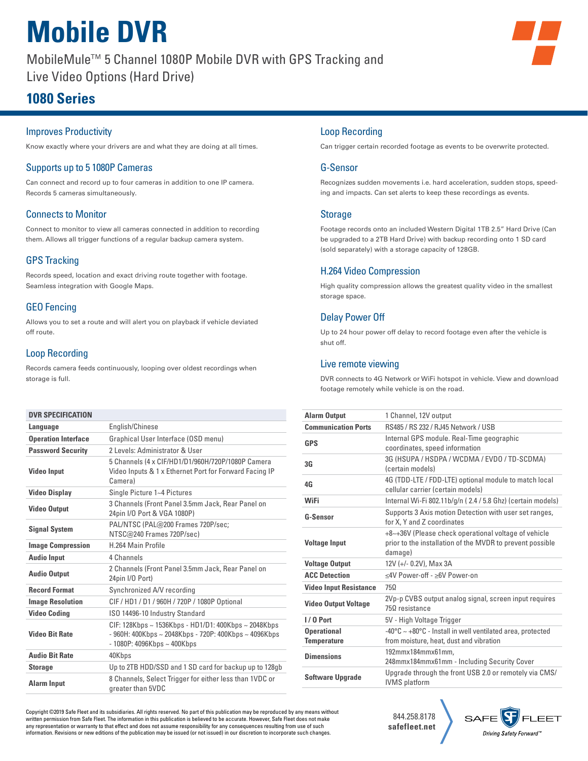# Mobile DVR

MobileMule™ 5 Channel 1080P Mobile DVR with GPS Tracking and Live Video Options (Hard Drive)

## 1080 Series

### Improves Productivity

Know exactly where your drivers are and what they are doing at all times.

### Supports up to 5 1080P Cameras

Can connect and record up to four cameras in addition to one IP camera. Records 5 cameras simultaneously.

### Connects to Monitor

Connect to monitor to view all cameras connected in addition to recording them. Allows all trigger functions of a regular backup camera system.

### GPS Tracking

Records speed, location and exact driving route together with footage. Seamless integration with Google Maps.

### GEO Fencing

Allows you to set a route and will alert you on playback if vehicle deviated off route.

### Loop Recording

Records camera feeds continuously, looping over oldest recordings when storage is full.

### Loop Recording

Can trigger certain recorded footage as events to be overwrite protected.

### G-Sensor

Recognizes sudden movements i.e. hard acceleration, sudden stops, speeding and impacts. Can set alerts to keep these recordings as events.

### Storage

Footage records onto an included Western Digital 1TB 2.5" Hard Drive (Can be upgraded to a 2TB Hard Drive) with backup recording onto 1 SD card (sold separately) with a storage capacity of 128GB.

### H.264 Video Compression

High quality compression allows the greatest quality video in the smallest storage space.

### Delay Power Off

Up to 24 hour power off delay to record footage even after the vehicle is shut off.

### Live remote viewing

DVR connects to 4G Network or WiFi hotspot in vehicle. View and download footage remotely while vehicle is on the road.

| DVR SPECIFICATION | |
|---|---|
| **Language** | English/Chinese |
| **Operation Interface** | Graphical User Interface (OSD menu) |
| **Password Security** | 2 Levels: Administrator & User |
| **Video Input** | 5 Channels (4 x CIF/HD1/D1/960H/720P/1080P Camera Video Inputs & 1 x Ethernet Port for Forward Facing IP Camera) |
| **Video Display** | Single Picture 1~4 Pictures |
| **Video Output** | 3 Channels (Front Panel 3.5mm Jack, Rear Panel on 24pin I/O Port & VGA 1080P) |
| **Signal System** | PAL/NTSC (PAL@200 Frames 720P/sec; NTSC@240 Frames 720P/sec) |
| **Image Compression** | H.264 Main Profile |
| **Audio Input** | 4 Channels |
| **Audio Output** | 2 Channels (Front Panel 3.5mm Jack, Rear Panel on 24pin I/O Port) |
| **Record Format** | Synchronized A/V recording |
| **Image Resolution** | CIF / HD1 / D1 / 960H / 720P / 1080P Optional |
| **Video Coding** | ISO 14496-10 Industry Standard |
| **Video Bit Rate** | CIF: 128Kbps ~ 1536Kbps - HD1/D1: 400Kbps ~ 2048Kbps - 960H: 400Kbps ~ 2048Kbps - 720P: 400Kbps ~ 4096Kbps - 1080P: 4096Kbps ~ 400Kbps |
| **Audio Bit Rate** | 40Kbps |
| **Storage** | Up to 2TB HDD/SSD and 1 SD card for backup up to 128gb |
| **Alarm Input** | 8 Channels, Select Trigger for either less than 1VDC or greater than 5VDC |
| **Alarm Output** | 1 Channel, 12V output |
| **Communication Ports** | RS485 / RS 232 / RJ45 Network / USB |
| **GPS** | Internal GPS module. Real-Time geographic coordinates, speed information |
| **3G** | 3G (HSUPA / HSDPA / WCDMA / EVDO / TD-SCDMA) (certain models) |
| **4G** | 4G (TDD-LTE / FDD-LTE) optional module to match local cellular carrier (certain models) |
| **WiFi** | Internal Wi-Fi 802.11b/g/n ( 2.4 / 5.8 Ghz) (certain models) |
| **G-Sensor** | Supports 3 Axis motion Detection with user set ranges, for X, Y and Z coordinates |
| **Voltage Input** | +8~+36V (Please check operational voltage of vehicle prior to the installation of the MVDR to prevent possible damage) |
| **Voltage Output** | 12V (+/- 0.2V), Max 3A |
| **ACC Detection** | ≤4V Power-off - ≥6V Power-on |
| **Video Input Resistance** | 75Ω |
| **Video Output Voltage** | 2Vp-p CVBS output analog signal, screen input requires 75Ω resistance |
| **I / O Port** | 5V - High Voltage Trigger |
| **Operational Temperature** | -40°C ~ +80°C - Install in well ventilated area, protected from moisture, heat, dust and vibration |
| **Dimensions** | 192mmx184mmx61mm, 248mmx184mmx61mm - Including Security Cover |
| **Software Upgrade** | Upgrade through the front USB 2.0 or remotely via CMS/ IVMS platform |

Copyright ©2019 Safe Fleet and its subsidiaries. All rights reserved. No part of this publication may be reproduced by any means without written permission from Safe Fleet. The information in this publication is believed to be accurate. However, Safe Fleet does not make any representation or warranty to that effect and does not assume responsibility for any consequences resulting from use of such information. Revisions or new editions of the publication may be issued (or not issued) in our discretion to incorporate such changes.

844.258.8178
**safefleet.net**

SAFE FLEET
*Driving Safety Forward™*